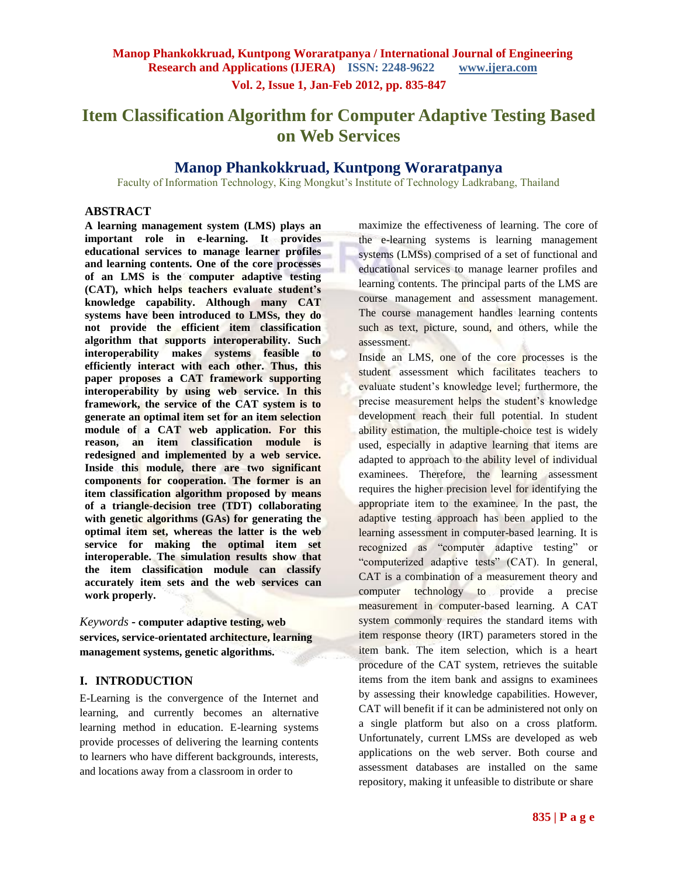# Item Classification Algorithm for Computer Adaptive Testing Based on Web Services

## Manop Phankokkruad, Kuntpong Woraratpanya

Faculty of Information Technology, King Mongkut's Institute of Technology Ladkrabang, Thailand

## ABSTRACT

**A learning management system (LMS) plays an important role in e-learning. It provides educational services to manage learner profiles and learning contents. One of the core processes of an LMS is the computer adaptive testing (CAT), which helps teachers evaluate student's knowledge capability. Although many CAT systems have been introduced to LMSs, they do not provide the efficient item classification algorithm that supports interoperability. Such interoperability makes systems feasible to efficiently interact with each other. Thus, this paper proposes a CAT framework supporting interoperability by using web service. In this framework, the service of the CAT system is to generate an optimal item set for an item selection module of a CAT web application. For this reason, an item classification module is redesigned and implemented by a web service. Inside this module, there are two significant components for cooperation. The former is an item classification algorithm proposed by means of a triangle-decision tree (TDT) collaborating with genetic algorithms (GAs) for generating the optimal item set, whereas the latter is the web service for making the optimal item set interoperable. The simulation results show that the item classification module can classify accurately item sets and the web services can work properly.**

*Keywords* - **computer adaptive testing, web services, service-orientated architecture, learning management systems, genetic algorithms.**

## I. INTRODUCTION

E-Learning is the convergence of the Internet and learning, and currently becomes an alternative learning method in education. E-learning systems provide processes of delivering the learning contents to learners who have different backgrounds, interests, and locations away from a classroom in order to maximize the effectiveness of learning. The core of the e-learning systems is learning management systems (LMSs) comprised of a set of functional and educational services to manage learner profiles and learning contents. The principal parts of the LMS are course management and assessment management. The course management handles learning contents such as text, picture, sound, and others, while the assessment.

Inside an LMS, one of the core processes is the student assessment which facilitates teachers to evaluate student's knowledge level; furthermore, the precise measurement helps the student's knowledge development reach their full potential. In student ability estimation, the multiple-choice test is widely used, especially in adaptive learning that items are adapted to approach to the ability level of individual examinees. Therefore, the learning assessment requires the higher precision level for identifying the appropriate item to the examinee. In the past, the adaptive testing approach has been applied to the learning assessment in computer-based learning. It is recognized as "computer adaptive testing" or "computerized adaptive tests" (CAT). In general, CAT is a combination of a measurement theory and computer technology to provide a precise measurement in computer-based learning. A CAT system commonly requires the standard items with item response theory (IRT) parameters stored in the item bank. The item selection, which is a heart procedure of the CAT system, retrieves the suitable items from the item bank and assigns to examinees by assessing their knowledge capabilities. However, CAT will benefit if it can be administered not only on a single platform but also on a cross platform. Unfortunately, current LMSs are developed as web applications on the web server. Both course and assessment databases are installed on the same repository, making it unfeasible to distribute or share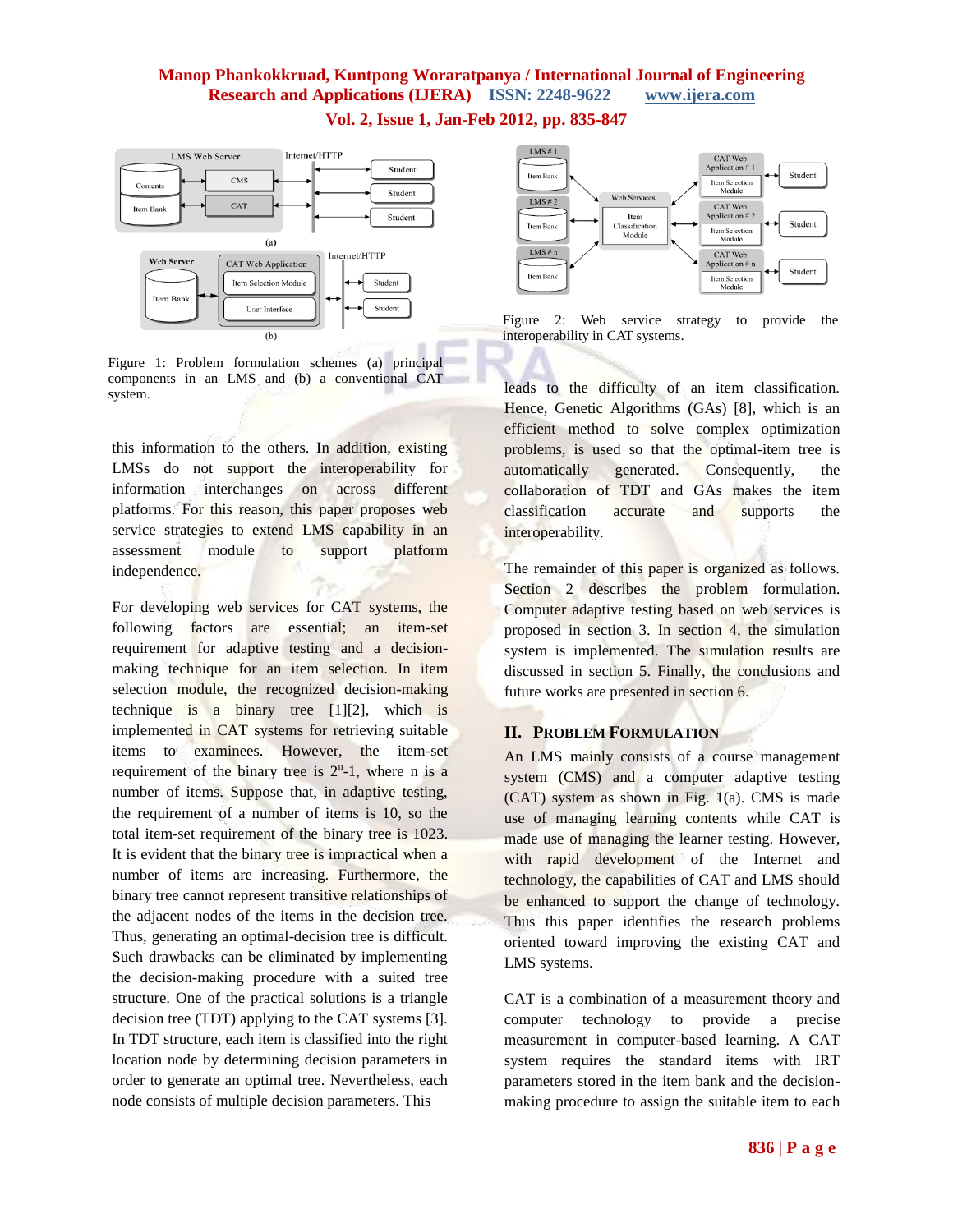Figure 1: Problem formulation schemes (a) principal components in an LMS and (b) a conventional CAT system.

this information to the others. In addition, existing LMSs do not support the interoperability for information interchanges on across different platforms. For this reason, this paper proposes web service strategies to extend LMS capability in an assessment module to support platform independence.

For developing web services for CAT systems, the following factors are essential; an item-set requirement for adaptive testing and a decision-making technique for an item selection. In item selection module, the recognized decision-making technique is a binary tree [1][2], which is implemented in CAT systems for retrieving suitable items to examinees. However, the item-set requirement of the binary tree is $2^n$-1, where n is a number of items. Suppose that, in adaptive testing, the requirement of a number of items is 10, so the total item-set requirement of the binary tree is 1023. It is evident that the binary tree is impractical when a number of items are increasing. Furthermore, the binary tree cannot represent transitive relationships of the adjacent nodes of the items in the decision tree. Thus, generating an optimal-decision tree is difficult. Such drawbacks can be eliminated by implementing the decision-making procedure with a suited tree structure. One of the practical solutions is a triangle decision tree (TDT) applying to the CAT systems [3]. In TDT structure, each item is classified into the right location node by determining decision parameters in order to generate an optimal tree. Nevertheless, each node consists of multiple decision parameters. This

Figure 2: Web service strategy to provide the interoperability in CAT systems.

leads to the difficulty of an item classification. Hence, Genetic Algorithms (GAs) [8], which is an efficient method to solve complex optimization problems, is used so that the optimal-item tree is automatically generated. Consequently, the collaboration of TDT and GAs makes the item classification accurate and supports the interoperability.

The remainder of this paper is organized as follows. Section 2 describes the problem formulation. Computer adaptive testing based on web services is proposed in section 3. In section 4, the simulation system is implemented. The simulation results are discussed in section 5. Finally, the conclusions and future works are presented in section 6.

## II. Problem Formulation

An LMS mainly consists of a course management system (CMS) and a computer adaptive testing (CAT) system as shown in Fig. 1(a). CMS is made use of managing learning contents while CAT is made use of managing the learner testing. However, with rapid development of the Internet and technology, the capabilities of CAT and LMS should be enhanced to support the change of technology. Thus this paper identifies the research problems oriented toward improving the existing CAT and LMS systems.

CAT is a combination of a measurement theory and computer technology to provide a precise measurement in computer-based learning. A CAT system requires the standard items with IRT parameters stored in the item bank and the decision-making procedure to assign the suitable item to each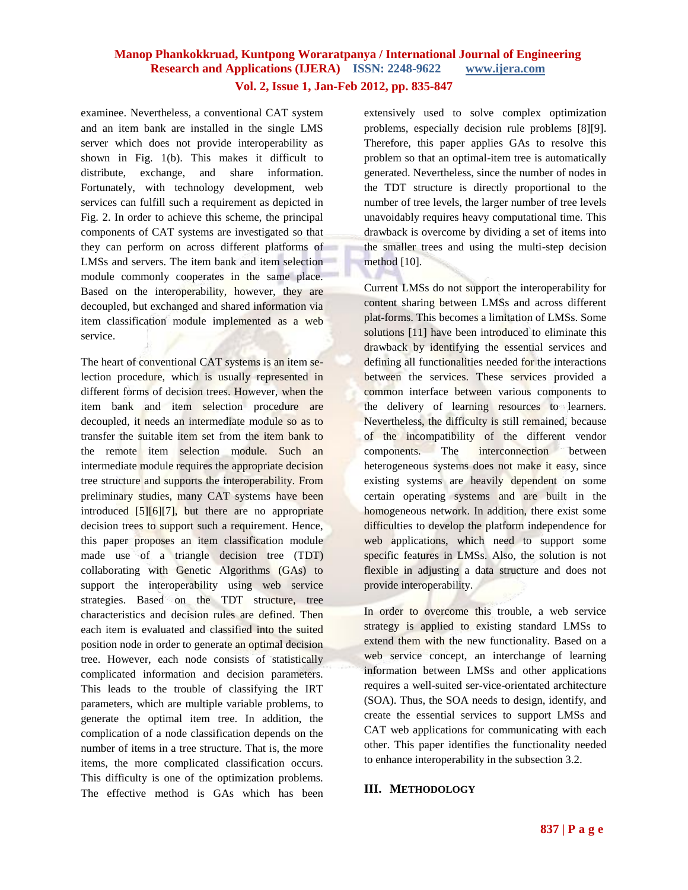examinee. Nevertheless, a conventional CAT system and an item bank are installed in the single LMS server which does not provide interoperability as shown in Fig. 1(b). This makes it difficult to distribute, exchange, and share information. Fortunately, with technology development, web services can fulfill such a requirement as depicted in Fig. 2. In order to achieve this scheme, the principal components of CAT systems are investigated so that they can perform on across different platforms of LMSs and servers. The item bank and item selection module commonly cooperates in the same place. Based on the interoperability, however, they are decoupled, but exchanged and shared information via item classification module implemented as a web service.

The heart of conventional CAT systems is an item se-lection procedure, which is usually represented in different forms of decision trees. However, when the item bank and item selection procedure are decoupled, it needs an intermediate module so as to transfer the suitable item set from the item bank to the remote item selection module. Such an intermediate module requires the appropriate decision tree structure and supports the interoperability. From preliminary studies, many CAT systems have been introduced [5][6][7], but there are no appropriate decision trees to support such a requirement. Hence, this paper proposes an item classification module made use of a triangle decision tree (TDT) collaborating with Genetic Algorithms (GAs) to support the interoperability using web service strategies. Based on the TDT structure, tree characteristics and decision rules are defined. Then each item is evaluated and classified into the suited position node in order to generate an optimal decision tree. However, each node consists of statistically complicated information and decision parameters. This leads to the trouble of classifying the IRT parameters, which are multiple variable problems, to generate the optimal item tree. In addition, the complication of a node classification depends on the number of items in a tree structure. That is, the more items, the more complicated classification occurs. This difficulty is one of the optimization problems. The effective method is GAs which has been extensively used to solve complex optimization problems, especially decision rule problems [8][9]. Therefore, this paper applies GAs to resolve this problem so that an optimal-item tree is automatically generated. Nevertheless, since the number of nodes in the TDT structure is directly proportional to the number of tree levels, the larger number of tree levels unavoidably requires heavy computational time. This drawback is overcome by dividing a set of items into the smaller trees and using the multi-step decision method [10].

Current LMSs do not support the interoperability for content sharing between LMSs and across different plat-forms. This becomes a limitation of LMSs. Some solutions [11] have been introduced to eliminate this drawback by identifying the essential services and defining all functionalities needed for the interactions between the services. These services provided a common interface between various components to the delivery of learning resources to learners. Nevertheless, the difficulty is still remained, because of the incompatibility of the different vendor components. The interconnection between heterogeneous systems does not make it easy, since existing systems are heavily dependent on some certain operating systems and are built in the homogeneous network. In addition, there exist some difficulties to develop the platform independence for web applications, which need to support some specific features in LMSs. Also, the solution is not flexible in adjusting a data structure and does not provide interoperability.

In order to overcome this trouble, a web service strategy is applied to existing standard LMSs to extend them with the new functionality. Based on a web service concept, an interchange of learning information between LMSs and other applications requires a well-suited ser-vice-orientated architecture (SOA). Thus, the SOA needs to design, identify, and create the essential services to support LMSs and CAT web applications for communicating with each other. This paper identifies the functionality needed to enhance interoperability in the subsection 3.2.

## III. METHODOLOGY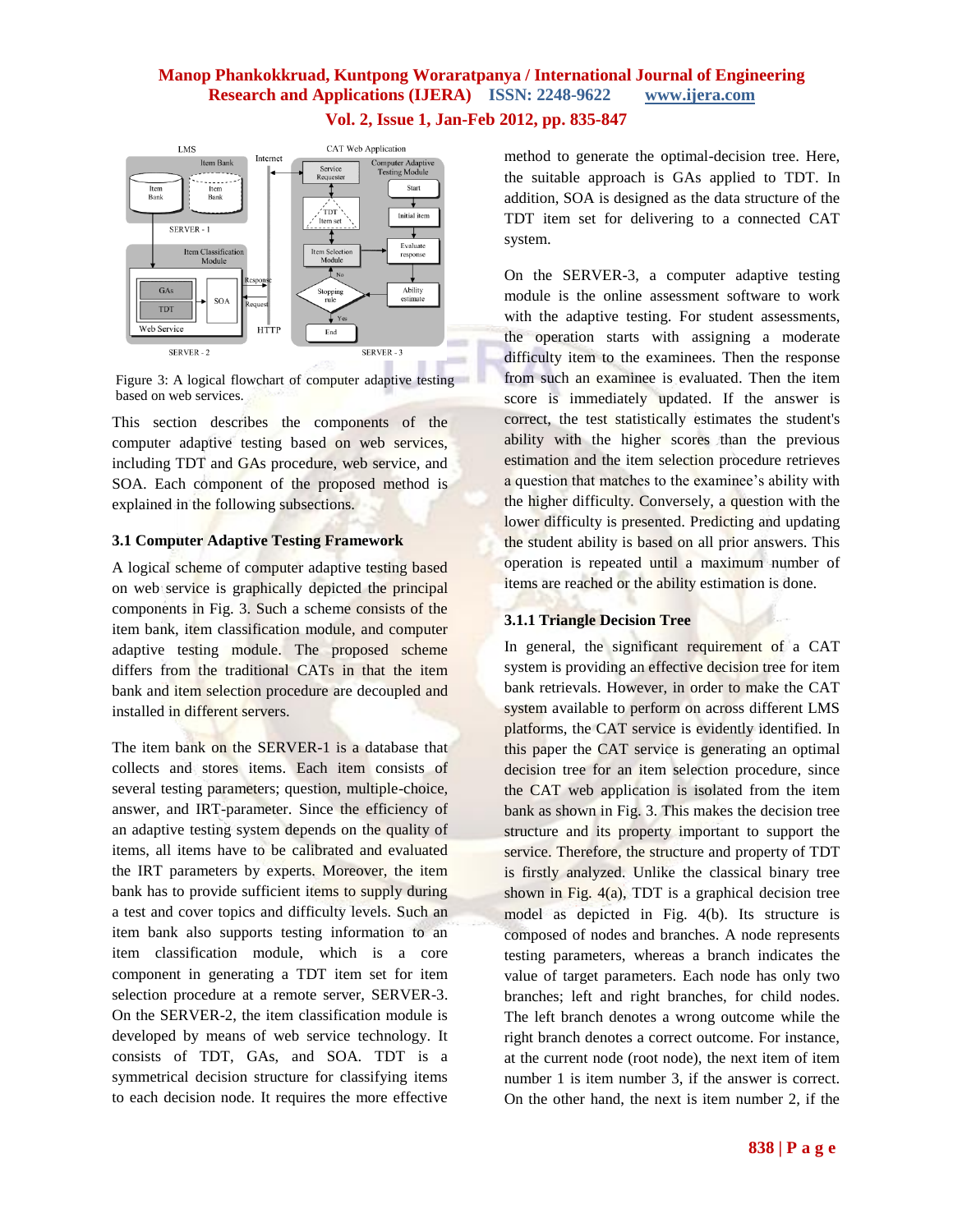Figure 3: A logical flowchart of computer adaptive testing based on web services.

This section describes the components of the computer adaptive testing based on web services, including TDT and GAs procedure, web service, and SOA. Each component of the proposed method is explained in the following subsections.

### 3.1 Computer Adaptive Testing Framework

A logical scheme of computer adaptive testing based on web service is graphically depicted the principal components in Fig. 3. Such a scheme consists of the item bank, item classification module, and computer adaptive testing module. The proposed scheme differs from the traditional CATs in that the item bank and item selection procedure are decoupled and installed in different servers.

The item bank on the SERVER-1 is a database that collects and stores items. Each item consists of several testing parameters; question, multiple-choice, answer, and IRT-parameter. Since the efficiency of an adaptive testing system depends on the quality of items, all items have to be calibrated and evaluated the IRT parameters by experts. Moreover, the item bank has to provide sufficient items to supply during a test and cover topics and difficulty levels. Such an item bank also supports testing information to an item classification module, which is a core component in generating a TDT item set for item selection procedure at a remote server, SERVER-3. On the SERVER-2, the item classification module is developed by means of web service technology. It consists of TDT, GAs, and SOA. TDT is a symmetrical decision structure for classifying items to each decision node. It requires the more effective method to generate the optimal-decision tree. Here, the suitable approach is GAs applied to TDT. In addition, SOA is designed as the data structure of the TDT item set for delivering to a connected CAT system.

On the SERVER-3, a computer adaptive testing module is the online assessment software to work with the adaptive testing. For student assessments, the operation starts with assigning a moderate difficulty item to the examinees. Then the response from such an examinee is evaluated. Then the item score is immediately updated. If the answer is correct, the test statistically estimates the student's ability with the higher scores than the previous estimation and the item selection procedure retrieves a question that matches to the examinee's ability with the higher difficulty. Conversely, a question with the lower difficulty is presented. Predicting and updating the student ability is based on all prior answers. This operation is repeated until a maximum number of items are reached or the ability estimation is done.

#### 3.1.1 Triangle Decision Tree

In general, the significant requirement of a CAT system is providing an effective decision tree for item bank retrievals. However, in order to make the CAT system available to perform on across different LMS platforms, the CAT service is evidently identified. In this paper the CAT service is generating an optimal decision tree for an item selection procedure, since the CAT web application is isolated from the item bank as shown in Fig. 3. This makes the decision tree structure and its property important to support the service. Therefore, the structure and property of TDT is firstly analyzed. Unlike the classical binary tree shown in Fig. 4(a), TDT is a graphical decision tree model as depicted in Fig. 4(b). Its structure is composed of nodes and branches. A node represents testing parameters, whereas a branch indicates the value of target parameters. Each node has only two branches; left and right branches, for child nodes. The left branch denotes a wrong outcome while the right branch denotes a correct outcome. For instance, at the current node (root node), the next item of item number 1 is item number 3, if the answer is correct. On the other hand, the next is item number 2, if the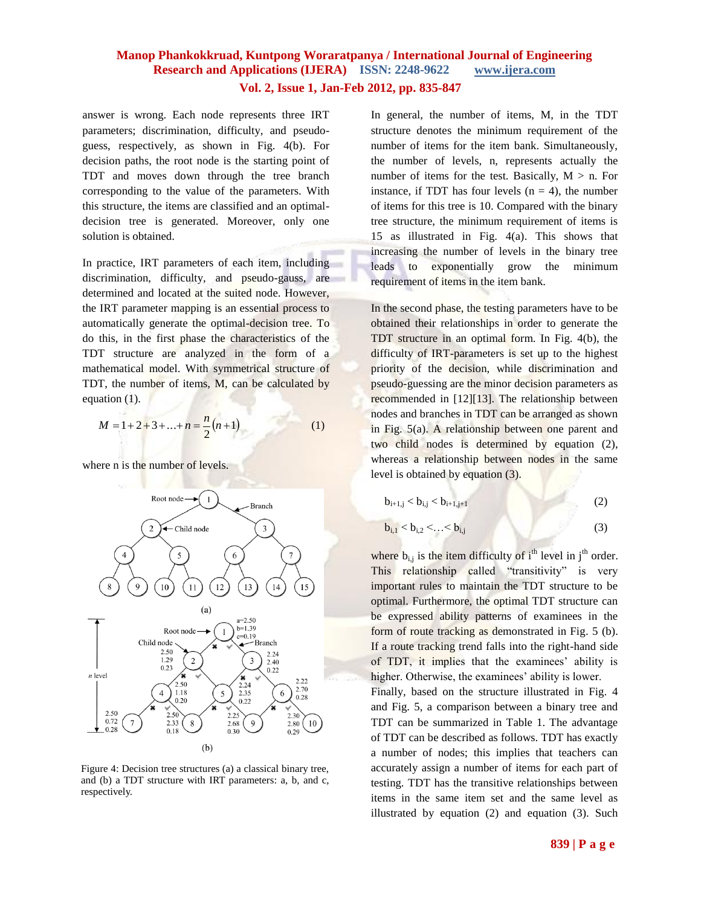answer is wrong. Each node represents three IRT parameters; discrimination, difficulty, and pseudo-guess, respectively, as shown in Fig. 4(b). For decision paths, the root node is the starting point of TDT and moves down through the tree branch corresponding to the value of the parameters. With this structure, the items are classified and an optimal-decision tree is generated. Moreover, only one solution is obtained.

In practice, IRT parameters of each item, including discrimination, difficulty, and pseudo-gauss, are determined and located at the suited node. However, the IRT parameter mapping is an essential process to automatically generate the optimal-decision tree. To do this, in the first phase the characteristics of the TDT structure are analyzed in the form of a mathematical model. With symmetrical structure of TDT, the number of items, M, can be calculated by equation (1).

$$M = 1 + 2 + 3 + \ldots + n = \frac{n}{2}(n+1) \qquad (1)$$

where n is the number of levels.

Figure 4: Decision tree structures (a) a classical binary tree, and (b) a TDT structure with IRT parameters: a, b, and c, respectively.

In general, the number of items, M, in the TDT structure denotes the minimum requirement of the number of items for the item bank. Simultaneously, the number of levels, n, represents actually the number of items for the test. Basically, M > n. For instance, if TDT has four levels (n = 4), the number of items for this tree is 10. Compared with the binary tree structure, the minimum requirement of items is 15 as illustrated in Fig. 4(a). This shows that increasing the number of levels in the binary tree leads to exponentially grow the minimum requirement of items in the item bank.

In the second phase, the testing parameters have to be obtained their relationships in order to generate the TDT structure in an optimal form. In Fig. 4(b), the difficulty of IRT-parameters is set up to the highest priority of the decision, while discrimination and pseudo-guessing are the minor decision parameters as recommended in [12][13]. The relationship between nodes and branches in TDT can be arranged as shown in Fig. 5(a). A relationship between one parent and two child nodes is determined by equation (2), whereas a relationship between nodes in the same level is obtained by equation (3).

$$b_{i+1,j} < b_{i,j} < b_{i+1,j+1} \qquad (2)$$

$$b_{i,1} < b_{i,2} < \ldots < b_{i,j} \qquad (3)$$

where $b_{i,j}$ is the item difficulty of $i^{th}$ level in $j^{th}$ order. This relationship called "transitivity" is very important rules to maintain the TDT structure to be optimal. Furthermore, the optimal TDT structure can be expressed ability patterns of examinees in the form of route tracking as demonstrated in Fig. 5 (b). If a route tracking trend falls into the right-hand side of TDT, it implies that the examinees' ability is higher. Otherwise, the examinees' ability is lower.

Finally, based on the structure illustrated in Fig. 4 and Fig. 5, a comparison between a binary tree and TDT can be summarized in Table 1. The advantage of TDT can be described as follows. TDT has exactly a number of nodes; this implies that teachers can accurately assign a number of items for each part of testing. TDT has the transitive relationships between items in the same item set and the same level as illustrated by equation (2) and equation (3). Such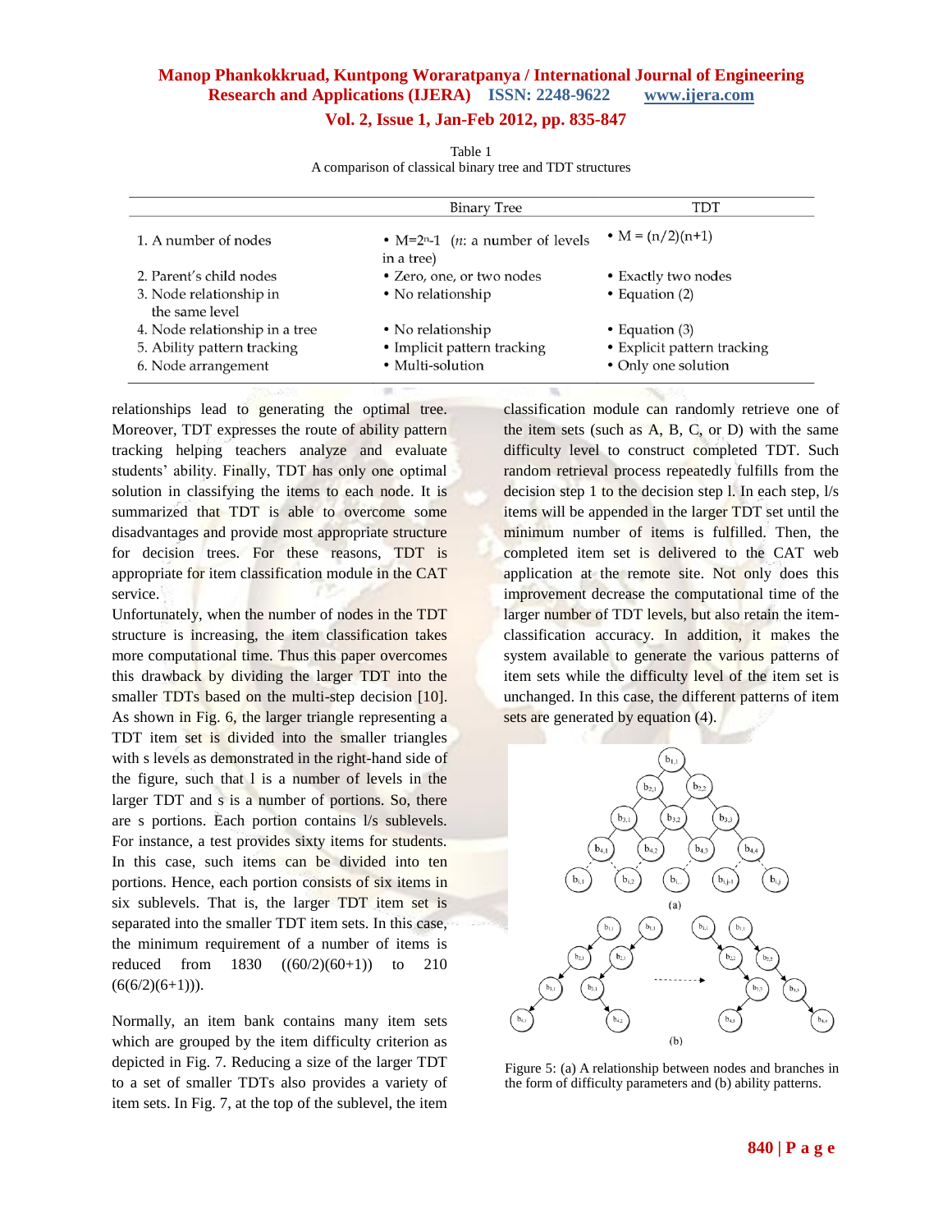Table 1
A comparison of classical binary tree and TDT structures

| | Binary Tree | TDT |
|---|---|---|
| 1. A number of nodes | • $M=2^n-1$ (*n*: a number of levels in a tree) | • $M = (n/2)(n+1)$ |
| 2. Parent's child nodes | • Zero, one, or two nodes | • Exactly two nodes |
| 3. Node relationship in the same level | • No relationship | • Equation (2) |
| 4. Node relationship in a tree | • No relationship | • Equation (3) |
| 5. Ability pattern tracking | • Implicit pattern tracking | • Explicit pattern tracking |
| 6. Node arrangement | • Multi-solution | • Only one solution |

relationships lead to generating the optimal tree. Moreover, TDT expresses the route of ability pattern tracking helping teachers analyze and evaluate students' ability. Finally, TDT has only one optimal solution in classifying the items to each node. It is summarized that TDT is able to overcome some disadvantages and provide most appropriate structure for decision trees. For these reasons, TDT is appropriate for item classification module in the CAT service.

Unfortunately, when the number of nodes in the TDT structure is increasing, the item classification takes more computational time. Thus this paper overcomes this drawback by dividing the larger TDT into the smaller TDTs based on the multi-step decision [10]. As shown in Fig. 6, the larger triangle representing a TDT item set is divided into the smaller triangles with s levels as demonstrated in the right-hand side of the figure, such that l is a number of levels in the larger TDT and s is a number of portions. So, there are s portions. Each portion contains l/s sublevels. For instance, a test provides sixty items for students. In this case, such items can be divided into ten portions. Hence, each portion consists of six items in six sublevels. That is, the larger TDT item set is separated into the smaller TDT item sets. In this case, the minimum requirement of a number of items is reduced from 1830 ((60/2)(60+1)) to 210 (6(6/2)(6+1))).

Normally, an item bank contains many item sets which are grouped by the item difficulty criterion as depicted in Fig. 7. Reducing a size of the larger TDT to a set of smaller TDTs also provides a variety of item sets. In Fig. 7, at the top of the sublevel, the item classification module can randomly retrieve one of the item sets (such as A, B, C, or D) with the same difficulty level to construct completed TDT. Such random retrieval process repeatedly fulfills from the decision step 1 to the decision step l. In each step, l/s items will be appended in the larger TDT set until the minimum number of items is fulfilled. Then, the completed item set is delivered to the CAT web application at the remote site. Not only does this improvement decrease the computational time of the larger number of TDT levels, but also retain the item-classification accuracy. In addition, it makes the system available to generate the various patterns of item sets while the difficulty level of the item set is unchanged. In this case, the different patterns of item sets are generated by equation (4).

Figure 5: (a) A relationship between nodes and branches in the form of difficulty parameters and (b) ability patterns.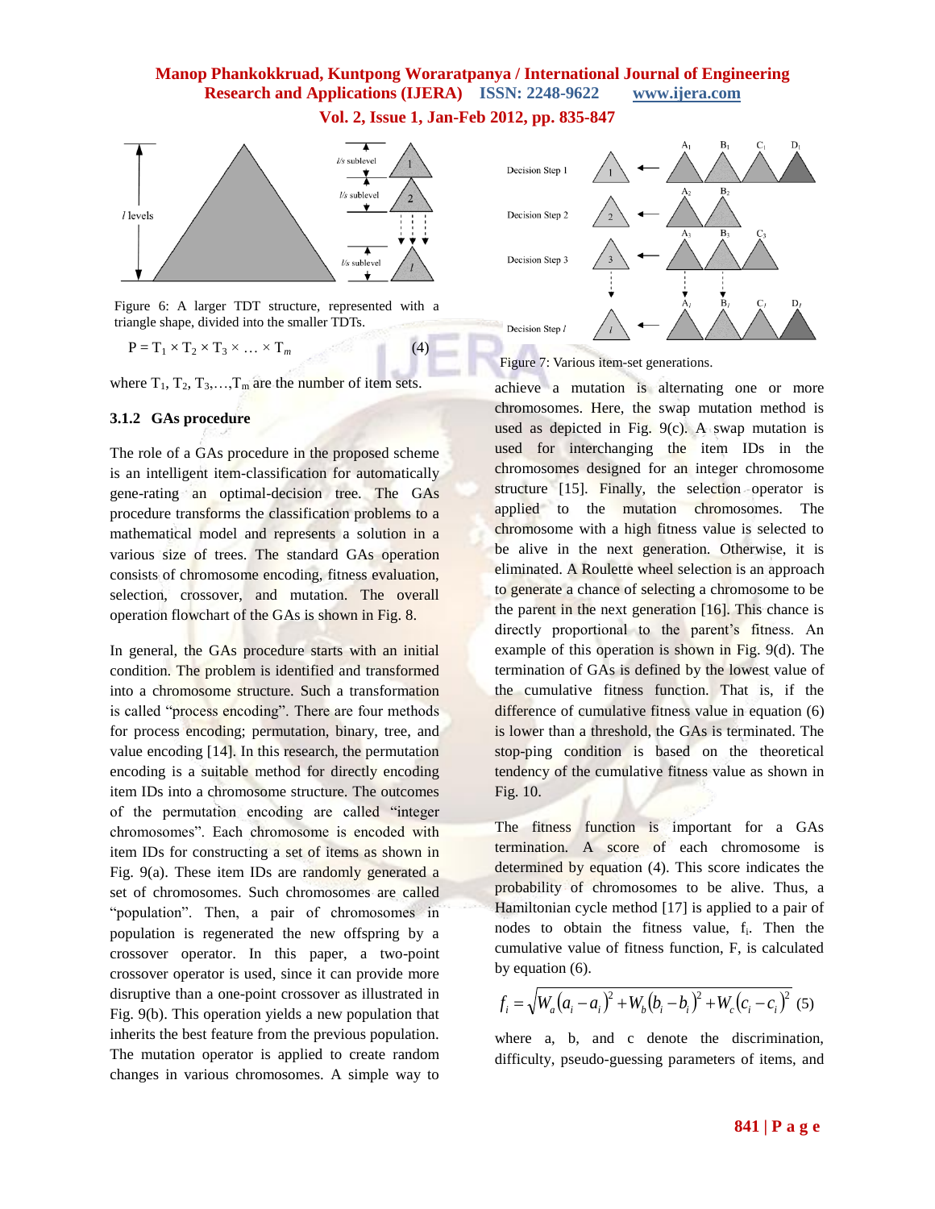Figure 6: A larger TDT structure, represented with a triangle shape, divided into the smaller TDTs.

$$P = T_1 \times T_2 \times T_3 \times \ldots \times T_m \quad (4)$$

where $T_1, T_2, T_3, \ldots, T_m$ are the number of item sets.

### 3.1.2 GAs procedure

The role of a GAs procedure in the proposed scheme is an intelligent item-classification for automatically gene-rating an optimal-decision tree. The GAs procedure transforms the classification problems to a mathematical model and represents a solution in a various size of trees. The standard GAs operation consists of chromosome encoding, fitness evaluation, selection, crossover, and mutation. The overall operation flowchart of the GAs is shown in Fig. 8.

In general, the GAs procedure starts with an initial condition. The problem is identified and transformed into a chromosome structure. Such a transformation is called "process encoding". There are four methods for process encoding; permutation, binary, tree, and value encoding [14]. In this research, the permutation encoding is a suitable method for directly encoding item IDs into a chromosome structure. The outcomes of the permutation encoding are called "integer chromosomes". Each chromosome is encoded with item IDs for constructing a set of items as shown in Fig. 9(a). These item IDs are randomly generated a set of chromosomes. Such chromosomes are called "population". Then, a pair of chromosomes in population is regenerated the new offspring by a crossover operator. In this paper, a two-point crossover operator is used, since it can provide more disruptive than a one-point crossover as illustrated in Fig. 9(b). This operation yields a new population that inherits the best feature from the previous population. The mutation operator is applied to create random changes in various chromosomes. A simple way to achieve a mutation is alternating one or more chromosomes. Here, the swap mutation method is used as depicted in Fig. 9(c). A swap mutation is used for interchanging the item IDs in the chromosomes designed for an integer chromosome structure [15]. Finally, the selection operator is applied to the mutation chromosomes. The chromosome with a high fitness value is selected to be alive in the next generation. Otherwise, it is eliminated. A Roulette wheel selection is an approach to generate a chance of selecting a chromosome to be the parent in the next generation [16]. This chance is directly proportional to the parent's fitness. An example of this operation is shown in Fig. 9(d). The termination of GAs is defined by the lowest value of the cumulative fitness function. That is, if the difference of cumulative fitness value in equation (6) is lower than a threshold, the GAs is terminated. The stop-ping condition is based on the theoretical tendency of the cumulative fitness value as shown in Fig. 10.

Figure 7: Various item-set generations.

The fitness function is important for a GAs termination. A score of each chromosome is determined by equation (4). This score indicates the probability of chromosomes to be alive. Thus, a Hamiltonian cycle method [17] is applied to a pair of nodes to obtain the fitness value, $f_i$. Then the cumulative value of fitness function, F, is calculated by equation (6).

$$f_i = \sqrt{W_a(a_i - a_j)^2 + W_b(b_i - b_j)^2 + W_c(c_i - c_j)^2} \quad (5)$$

where a, b, and c denote the discrimination, difficulty, pseudo-guessing parameters of items, and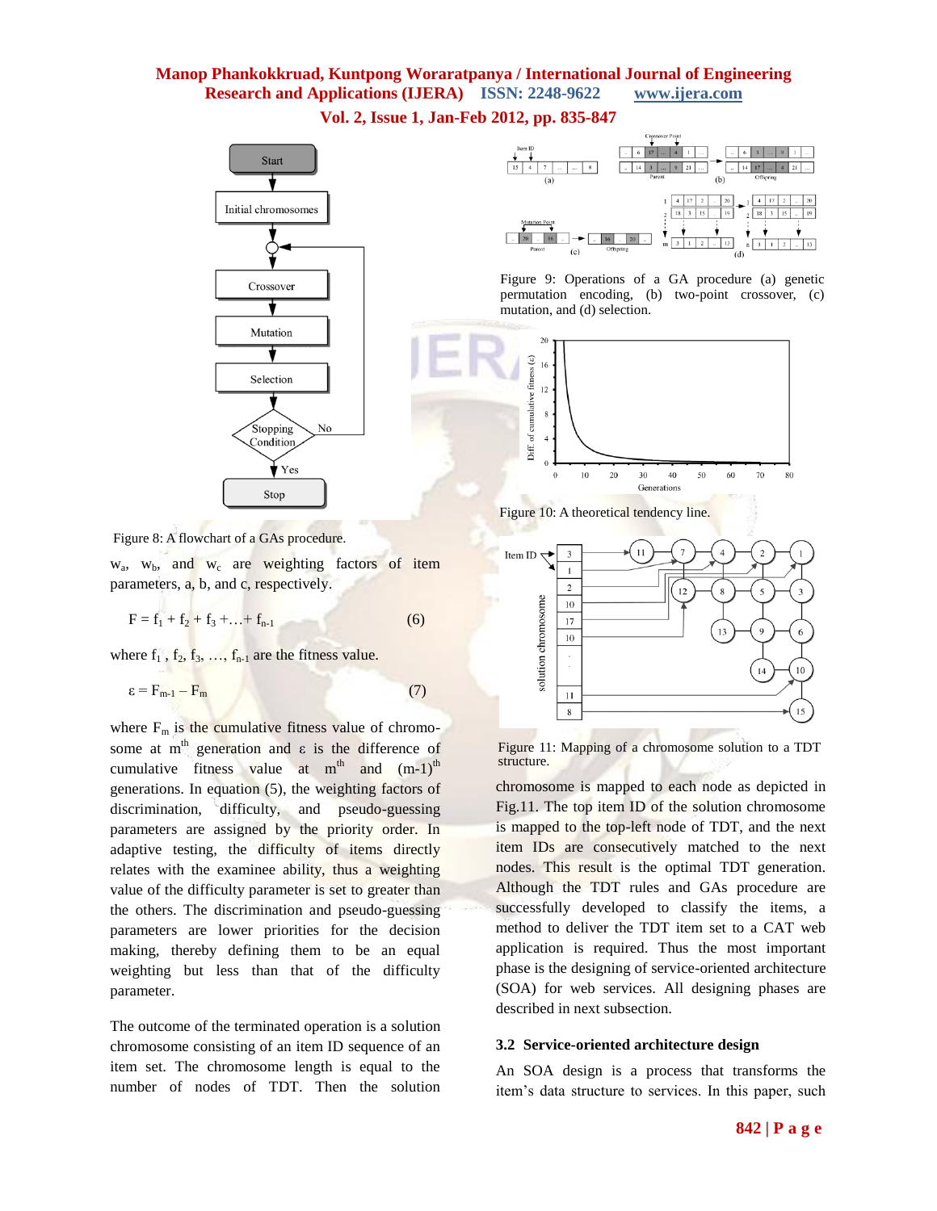Figure 8: A flowchart of a GAs procedure.

$w_a$, $w_b$, and $w_c$ are weighting factors of item parameters, a, b, and c, respectively.

$$F = f_1 + f_2 + f_3 + \ldots + f_{n-1} \quad (6)$$

where $f_1$, $f_2$, $f_3$, …, $f_{n-1}$ are the fitness value.

$$\varepsilon = F_{m-1} - F_m \quad (7)$$

where $F_m$ is the cumulative fitness value of chromosome at $m^{th}$ generation and $\varepsilon$ is the difference of cumulative fitness value at $m^{th}$ and $(m-1)^{th}$ generations. In equation (5), the weighting factors of discrimination, difficulty, and pseudo-guessing parameters are assigned by the priority order. In adaptive testing, the difficulty of items directly relates with the examinee ability, thus a weighting value of the difficulty parameter is set to greater than the others. The discrimination and pseudo-guessing parameters are lower priorities for the decision making, thereby defining them to be an equal weighting but less than that of the difficulty parameter.

The outcome of the terminated operation is a solution chromosome consisting of an item ID sequence of an item set. The chromosome length is equal to the number of nodes of TDT. Then the solution chromosome is mapped to each node as depicted in Fig.11. The top item ID of the solution chromosome is mapped to the top-left node of TDT, and the next item IDs are consecutively matched to the next nodes. This result is the optimal TDT generation. Although the TDT rules and GAs procedure are successfully developed to classify the items, a method to deliver the TDT item set to a CAT web application is required. Thus the most important phase is the designing of service-oriented architecture (SOA) for web services. All designing phases are described in next subsection.

Figure 9: Operations of a GA procedure (a) genetic permutation encoding, (b) two-point crossover, (c) mutation, and (d) selection.

Figure 10: A theoretical tendency line.

Figure 11: Mapping of a chromosome solution to a TDT structure.

### 3.2 Service-oriented architecture design

An SOA design is a process that transforms the item's data structure to services. In this paper, such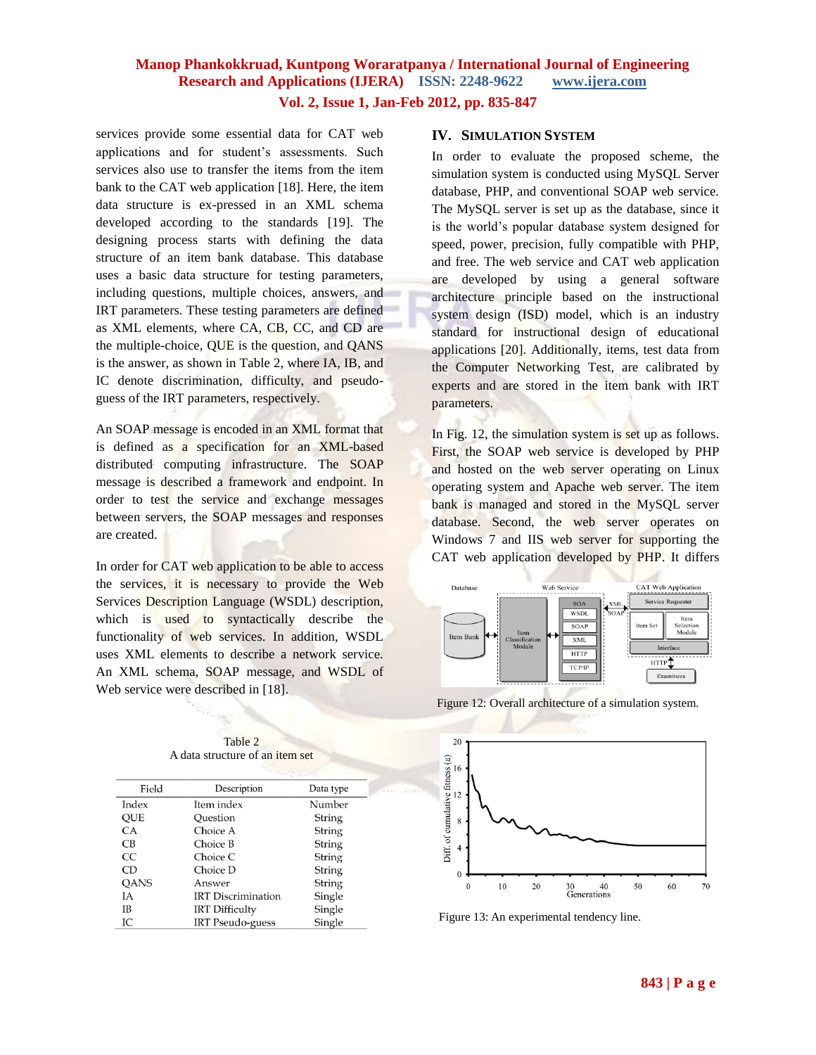services provide some essential data for CAT web applications and for student's assessments. Such services also use to transfer the items from the item bank to the CAT web application [18]. Here, the item data structure is ex-pressed in an XML schema developed according to the standards [19]. The designing process starts with defining the data structure of an item bank database. This database uses a basic data structure for testing parameters, including questions, multiple choices, answers, and IRT parameters. These testing parameters are defined as XML elements, where CA, CB, CC, and CD are the multiple-choice, QUE is the question, and QANS is the answer, as shown in Table 2, where IA, IB, and IC denote discrimination, difficulty, and pseudo-guess of the IRT parameters, respectively.

An SOAP message is encoded in an XML format that is defined as a specification for an XML-based distributed computing infrastructure. The SOAP message is described a framework and endpoint. In order to test the service and exchange messages between servers, the SOAP messages and responses are created.

In order for CAT web application to be able to access the services, it is necessary to provide the Web Services Description Language (WSDL) description, which is used to syntactically describe the functionality of web services. In addition, WSDL uses XML elements to describe a network service. An XML schema, SOAP message, and WSDL of Web service were described in [18].

Table 2
A data structure of an item set

| Field | Description | Data type |
|---|---|---|
| Index | Item index | Number |
| QUE | Question | String |
| CA | Choice A | String |
| CB | Choice B | String |
| CC | Choice C | String |
| CD | Choice D | String |
| QANS | Answer | String |
| IA | IRT Discrimination | Single |
| IB | IRT Difficulty | Single |
| IC | IRT Pseudo-guess | Single |

## IV. Simulation System

In order to evaluate the proposed scheme, the simulation system is conducted using MySQL Server database, PHP, and conventional SOAP web service. The MySQL server is set up as the database, since it is the world's popular database system designed for speed, power, precision, fully compatible with PHP, and free. The web service and CAT web application are developed by using a general software architecture principle based on the instructional system design (ISD) model, which is an industry standard for instructional design of educational applications [20]. Additionally, items, test data from the Computer Networking Test, are calibrated by experts and are stored in the item bank with IRT parameters.

In Fig. 12, the simulation system is set up as follows. First, the SOAP web service is developed by PHP and hosted on the web server operating on Linux operating system and Apache web server. The item bank is managed and stored in the MySQL server database. Second, the web server operates on Windows 7 and IIS web server for supporting the CAT web application developed by PHP. It differs

Figure 12: Overall architecture of a simulation system.

Figure 13: An experimental tendency line.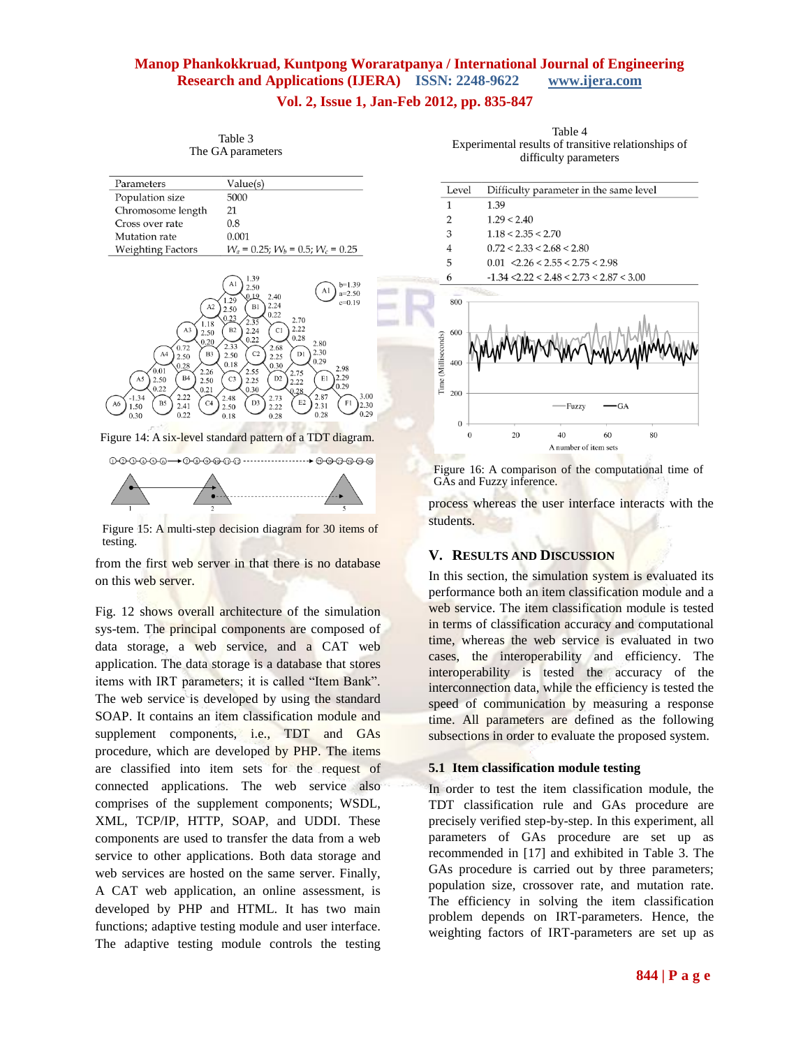Table 3
The GA parameters

| Parameters | Value(s) |
|---|---|
| Population size | 5000 |
| Chromosome length | 21 |
| Cross over rate | 0.8 |
| Mutation rate | 0.001 |
| Weighting Factors | $W_a$ = 0.25; $W_b$ = 0.5; $W_c$ = 0.25 |

Figure 14: A six-level standard pattern of a TDT diagram.

Figure 15: A multi-step decision diagram for 30 items of testing.

from the first web server in that there is no database on this web server.

Fig. 12 shows overall architecture of the simulation sys-tem. The principal components are composed of data storage, a web service, and a CAT web application. The data storage is a database that stores items with IRT parameters; it is called "Item Bank". The web service is developed by using the standard SOAP. It contains an item classification module and supplement components, i.e., TDT and GAs procedure, which are developed by PHP. The items are classified into item sets for the request of connected applications. The web service also comprises of the supplement components; WSDL, XML, TCP/IP, HTTP, SOAP, and UDDI. These components are used to transfer the data from a web service to other applications. Both data storage and web services are hosted on the same server. Finally, A CAT web application, an online assessment, is developed by PHP and HTML. It has two main functions; adaptive testing module and user interface. The adaptive testing module controls the testing process whereas the user interface interacts with the students.

Table 4
Experimental results of transitive relationships of difficulty parameters

| Level | Difficulty parameter in the same level |
|---|---|
| 1 | 1.39 |
| 2 | 1.29 < 2.40 |
| 3 | 1.18 < 2.35 < 2.70 |
| 4 | 0.72 < 2.33 < 2.68 < 2.80 |
| 5 | 0.01 <2.26 < 2.55 < 2.75 < 2.98 |
| 6 | -1.34 <2.22 < 2.48 < 2.73 < 2.87 < 3.00 |

Figure 16: A comparison of the computational time of GAs and Fuzzy inference.

## V. Results and Discussion

In this section, the simulation system is evaluated its performance both an item classification module and a web service. The item classification module is tested in terms of classification accuracy and computational time, whereas the web service is evaluated in two cases, the interoperability and efficiency. The interoperability is tested the accuracy of the interconnection data, while the efficiency is tested the speed of communication by measuring a response time. All parameters are defined as the following subsections in order to evaluate the proposed system.

### 5.1 Item classification module testing

In order to test the item classification module, the TDT classification rule and GAs procedure are precisely verified step-by-step. In this experiment, all parameters of GAs procedure are set up as recommended in [17] and exhibited in Table 3. The GAs procedure is carried out by three parameters; population size, crossover rate, and mutation rate. The efficiency in solving the item classification problem depends on IRT-parameters. Hence, the weighting factors of IRT-parameters are set up as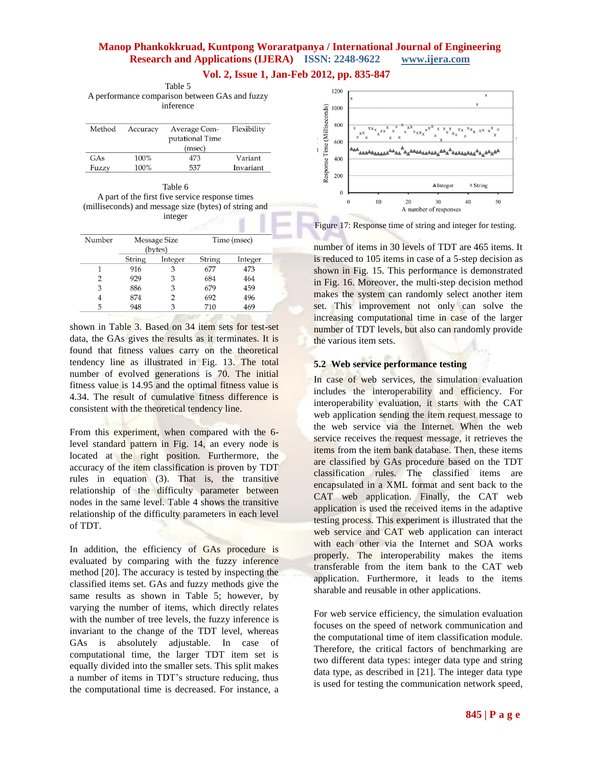Table 5
A performance comparison between GAs and fuzzy inference

| Method | Accuracy | Average Computational Time (msec) | Flexibility |
|---|---|---|---|
| GAs | 100% | 473 | Variant |
| Fuzzy | 100% | 537 | Invariant |

Table 6
A part of the first five service response times (milliseconds) and message size (bytes) of string and integer

| Number | Message Size (bytes) | | Time (msec) | |
|---|---|---|---|---|
| | String | Integer | String | Integer |
| 1 | 916 | 3 | 677 | 473 |
| 2 | 929 | 3 | 684 | 464 |
| 3 | 886 | 3 | 679 | 459 |
| 4 | 874 | 2 | 692 | 496 |
| 5 | 948 | 3 | 710 | 469 |

shown in Table 3. Based on 34 item sets for test-set data, the GAs gives the results as it terminates. It is found that fitness values carry on the theoretical tendency line as illustrated in Fig. 13. The total number of evolved generations is 70. The initial fitness value is 14.95 and the optimal fitness value is 4.34. The result of cumulative fitness difference is consistent with the theoretical tendency line.

From this experiment, when compared with the 6-level standard pattern in Fig. 14, an every node is located at the right position. Furthermore, the accuracy of the item classification is proven by TDT rules in equation (3). That is, the transitive relationship of the difficulty parameter between nodes in the same level. Table 4 shows the transitive relationship of the difficulty parameters in each level of TDT.

In addition, the efficiency of GAs procedure is evaluated by comparing with the fuzzy inference method [20]. The accuracy is tested by inspecting the classified items set. GAs and fuzzy methods give the same results as shown in Table 5; however, by varying the number of items, which directly relates with the number of tree levels, the fuzzy inference is invariant to the change of the TDT level, whereas GAs is absolutely adjustable. In case of computational time, the larger TDT item set is equally divided into the smaller sets. This split makes a number of items in TDT's structure reducing, thus the computational time is decreased. For instance, a

Figure 17: Response time of string and integer for testing.

number of items in 30 levels of TDT are 465 items. It is reduced to 105 items in case of a 5-step decision as shown in Fig. 15. This performance is demonstrated in Fig. 16. Moreover, the multi-step decision method makes the system can randomly select another item set. This improvement not only can solve the increasing computational time in case of the larger number of TDT levels, but also can randomly provide the various item sets.

### 5.2 Web service performance testing

In case of web services, the simulation evaluation includes the interoperability and efficiency. For interoperability evaluation, it starts with the CAT web application sending the item request message to the web service via the Internet. When the web service receives the request message, it retrieves the items from the item bank database. Then, these items are classified by GAs procedure based on the TDT classification rules. The classified items are encapsulated in a XML format and sent back to the CAT web application. Finally, the CAT web application is used the received items in the adaptive testing process. This experiment is illustrated that the web service and CAT web application can interact with each other via the Internet and SOA works properly. The interoperability makes the items transferable from the item bank to the CAT web application. Furthermore, it leads to the items sharable and reusable in other applications.

For web service efficiency, the simulation evaluation focuses on the speed of network communication and the computational time of item classification module. Therefore, the critical factors of benchmarking are two different data types: integer data type and string data type, as described in [21]. The integer data type is used for testing the communication network speed,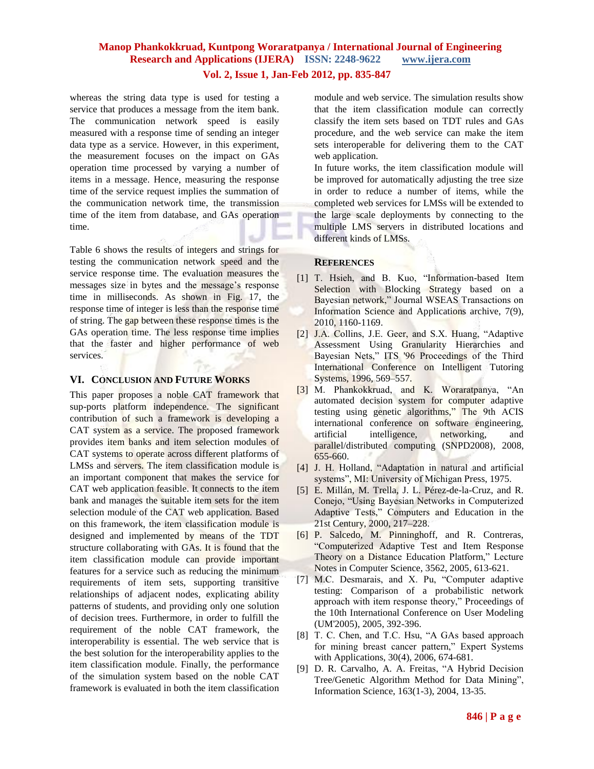whereas the string data type is used for testing a service that produces a message from the item bank. The communication network speed is easily measured with a response time of sending an integer data type as a service. However, in this experiment, the measurement focuses on the impact on GAs operation time processed by varying a number of items in a message. Hence, measuring the response time of the service request implies the summation of the communication network time, the transmission time of the item from database, and GAs operation time.

Table 6 shows the results of integers and strings for testing the communication network speed and the service response time. The evaluation measures the messages size in bytes and the message's response time in milliseconds. As shown in Fig. 17, the response time of integer is less than the response time of string. The gap between these response times is the GAs operation time. The less response time implies that the faster and higher performance of web services.

## VI. Conclusion and Future Works

This paper proposes a noble CAT framework that sup-ports platform independence. The significant contribution of such a framework is developing a CAT system as a service. The proposed framework provides item banks and item selection modules of CAT systems to operate across different platforms of LMSs and servers. The item classification module is an important component that makes the service for CAT web application feasible. It connects to the item bank and manages the suitable item sets for the item selection module of the CAT web application. Based on this framework, the item classification module is designed and implemented by means of the TDT structure collaborating with GAs. It is found that the item classification module can provide important features for a service such as reducing the minimum requirements of item sets, supporting transitive relationships of adjacent nodes, explicating ability patterns of students, and providing only one solution of decision trees. Furthermore, in order to fulfill the requirement of the noble CAT framework, the interoperability is essential. The web service that is the best solution for the interoperability applies to the item classification module. Finally, the performance of the simulation system based on the noble CAT framework is evaluated in both the item classification module and web service. The simulation results show that the item classification module can correctly classify the item sets based on TDT rules and GAs procedure, and the web service can make the item sets interoperable for delivering them to the CAT web application.

In future works, the item classification module will be improved for automatically adjusting the tree size in order to reduce a number of items, while the completed web services for LMSs will be extended to the large scale deployments by connecting to the multiple LMS servers in distributed locations and different kinds of LMSs.

## References

[1] T. Hsieh, and B. Kuo, "Information-based Item Selection with Blocking Strategy based on a Bayesian network," Journal WSEAS Transactions on Information Science and Applications archive, 7(9), 2010, 1160-1169.

[2] J.A. Collins, J.E. Geer, and S.X. Huang, "Adaptive Assessment Using Granularity Hierarchies and Bayesian Nets," ITS '96 Proceedings of the Third International Conference on Intelligent Tutoring Systems, 1996, 569–557.

[3] M. Phankokkruad, and K. Woraratpanya, "An automated decision system for computer adaptive testing using genetic algorithms," The 9th ACIS international conference on software engineering, artificial intelligence, networking, and parallel/distributed computing (SNPD2008), 2008, 655-660.

[4] J. H. Holland, "Adaptation in natural and artificial systems", MI: University of Michigan Press, 1975.

[5] E. Millán, M. Trella, J. L. Pérez-de-la-Cruz, and R. Conejo, "Using Bayesian Networks in Computerized Adaptive Tests," Computers and Education in the 21st Century, 2000, 217–228.

[6] P. Salcedo, M. Pinninghoff, and R. Contreras, "Computerized Adaptive Test and Item Response Theory on a Distance Education Platform," Lecture Notes in Computer Science, 3562, 2005, 613-621.

[7] M.C. Desmarais, and X. Pu, "Computer adaptive testing: Comparison of a probabilistic network approach with item response theory," Proceedings of the 10th International Conference on User Modeling (UM'2005), 2005, 392-396.

[8] T. C. Chen, and T.C. Hsu, "A GAs based approach for mining breast cancer pattern," Expert Systems with Applications, 30(4), 2006, 674-681.

[9] D. R. Carvalho, A. A. Freitas, "A Hybrid Decision Tree/Genetic Algorithm Method for Data Mining", Information Science, 163(1-3), 2004, 13-35.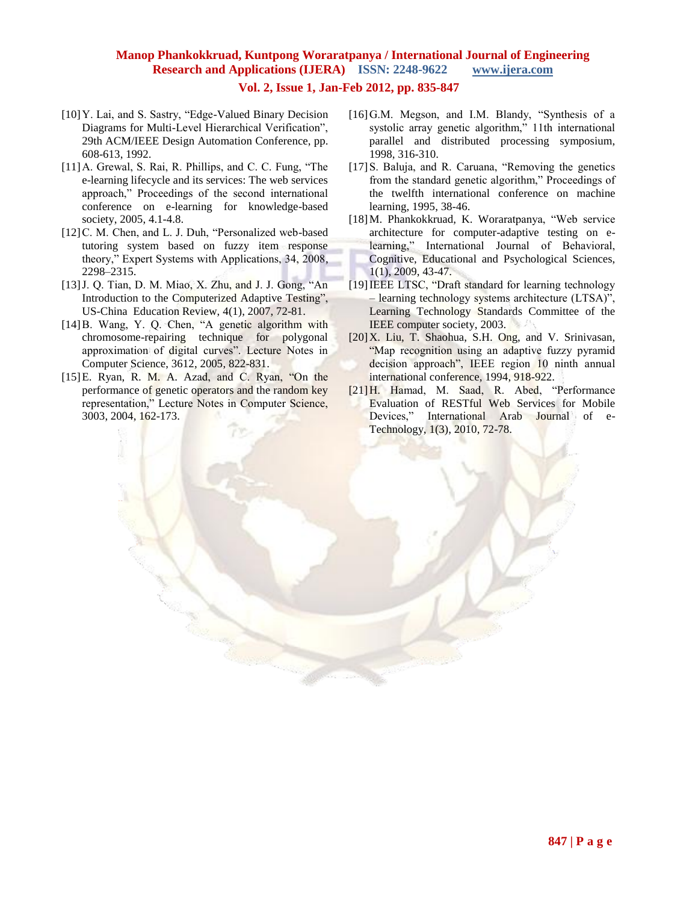[10] Y. Lai, and S. Sastry, "Edge-Valued Binary Decision Diagrams for Multi-Level Hierarchical Verification", 29th ACM/IEEE Design Automation Conference, pp. 608-613, 1992.

[11] A. Grewal, S. Rai, R. Phillips, and C. C. Fung, "The e-learning lifecycle and its services: The web services approach," Proceedings of the second international conference on e-learning for knowledge-based society, 2005, 4.1-4.8.

[12] C. M. Chen, and L. J. Duh, "Personalized web-based tutoring system based on fuzzy item response theory," Expert Systems with Applications, 34, 2008, 2298–2315.

[13] J. Q. Tian, D. M. Miao, X. Zhu, and J. J. Gong, "An Introduction to the Computerized Adaptive Testing", US-China Education Review, 4(1), 2007, 72-81.

[14] B. Wang, Y. Q. Chen, "A genetic algorithm with chromosome-repairing technique for polygonal approximation of digital curves". Lecture Notes in Computer Science, 3612, 2005, 822-831.

[15] E. Ryan, R. M. A. Azad, and C. Ryan, "On the performance of genetic operators and the random key representation," Lecture Notes in Computer Science, 3003, 2004, 162-173.

[16] G.M. Megson, and I.M. Blandy, "Synthesis of a systolic array genetic algorithm," 11th international parallel and distributed processing symposium, 1998, 316-310.

[17] S. Baluja, and R. Caruana, "Removing the genetics from the standard genetic algorithm," Proceedings of the twelfth international conference on machine learning, 1995, 38-46.

[18] M. Phankokkruad, K. Woraratpanya, "Web service architecture for computer-adaptive testing on e-learning," International Journal of Behavioral, Cognitive, Educational and Psychological Sciences, 1(1), 2009, 43-47.

[19] IEEE LTSC, "Draft standard for learning technology – learning technology systems architecture (LTSA)", Learning Technology Standards Committee of the IEEE computer society, 2003.

[20] X. Liu, T. Shaohua, S.H. Ong, and V. Srinivasan, "Map recognition using an adaptive fuzzy pyramid decision approach", IEEE region 10 ninth annual international conference, 1994, 918-922.

[21] H. Hamad, M. Saad, R. Abed, "Performance Evaluation of RESTful Web Services for Mobile Devices," International Arab Journal of e-Technology, 1(3), 2010, 72-78.